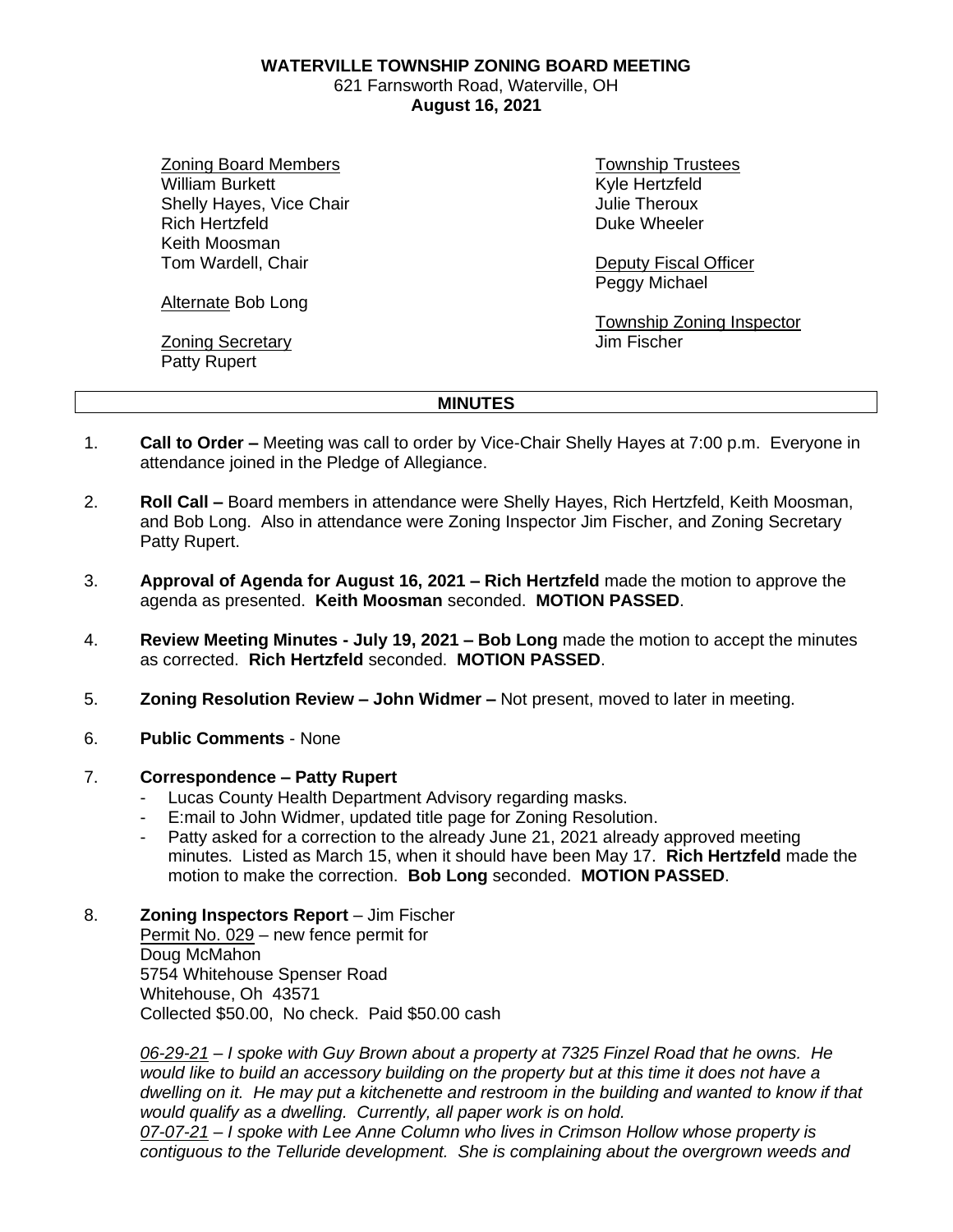# WATERVILLE TOWNSHIP ZONING BOARD MEETING

621 Farnsworth Road, Waterville, OH

**August 16, 2021**

Zoning Board Members
William Burkett
Shelly Hayes, Vice Chair
Rich Hertzfeld
Keith Moosman
Tom Wardell, Chair

Alternate Bob Long

Zoning Secretary
Patty Rupert

Township Trustees
Kyle Hertzfeld
Julie Theroux
Duke Wheeler

Deputy Fiscal Officer
Peggy Michael

Township Zoning Inspector
Jim Fischer

## MINUTES

1. **Call to Order –** Meeting was call to order by Vice-Chair Shelly Hayes at 7:00 p.m. Everyone in attendance joined in the Pledge of Allegiance.

2. **Roll Call –** Board members in attendance were Shelly Hayes, Rich Hertzfeld, Keith Moosman, and Bob Long. Also in attendance were Zoning Inspector Jim Fischer, and Zoning Secretary Patty Rupert.

3. **Approval of Agenda for August 16, 2021 – Rich Hertzfeld** made the motion to approve the agenda as presented. **Keith Moosman** seconded. **MOTION PASSED**.

4. **Review Meeting Minutes - July 19, 2021 – Bob Long** made the motion to accept the minutes as corrected. **Rich Hertzfeld** seconded. **MOTION PASSED**.

5. **Zoning Resolution Review – John Widmer –** Not present, moved to later in meeting.

6. **Public Comments** - None

7. **Correspondence – Patty Rupert**
   - Lucas County Health Department Advisory regarding masks.
   - E:mail to John Widmer, updated title page for Zoning Resolution.
   - Patty asked for a correction to the already June 21, 2021 already approved meeting minutes. Listed as March 15, when it should have been May 17. **Rich Hertzfeld** made the motion to make the correction. **Bob Long** seconded. **MOTION PASSED**.

8. **Zoning Inspectors Report** – Jim Fischer

   Permit No. 029 – new fence permit for
   Doug McMahon
   5754 Whitehouse Spenser Road
   Whitehouse, Oh 43571
   Collected $50.00, No check. Paid $50.00 cash

   *06-29-21 – I spoke with Guy Brown about a property at 7325 Finzel Road that he owns. He would like to build an accessory building on the property but at this time it does not have a dwelling on it. He may put a kitchenette and restroom in the building and wanted to know if that would qualify as a dwelling. Currently, all paper work is on hold.*

   *07-07-21 – I spoke with Lee Anne Column who lives in Crimson Hollow whose property is contiguous to the Telluride development. She is complaining about the overgrown weeds and*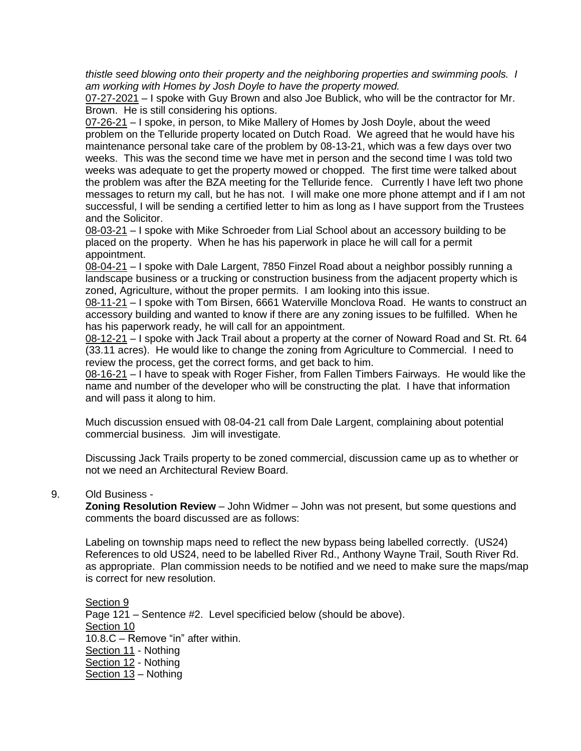*thistle seed blowing onto their property and the neighboring properties and swimming pools. I am working with Homes by Josh Doyle to have the property mowed.*

07-27-2021 – I spoke with Guy Brown and also Joe Bublick, who will be the contractor for Mr. Brown. He is still considering his options.

07-26-21 – I spoke, in person, to Mike Mallery of Homes by Josh Doyle, about the weed problem on the Telluride property located on Dutch Road. We agreed that he would have his maintenance personal take care of the problem by 08-13-21, which was a few days over two weeks. This was the second time we have met in person and the second time I was told two weeks was adequate to get the property mowed or chopped. The first time were talked about the problem was after the BZA meeting for the Telluride fence. Currently I have left two phone messages to return my call, but he has not. I will make one more phone attempt and if I am not successful, I will be sending a certified letter to him as long as I have support from the Trustees and the Solicitor.

08-03-21 – I spoke with Mike Schroeder from Lial School about an accessory building to be placed on the property. When he has his paperwork in place he will call for a permit appointment.

08-04-21 – I spoke with Dale Largent, 7850 Finzel Road about a neighbor possibly running a landscape business or a trucking or construction business from the adjacent property which is zoned, Agriculture, without the proper permits. I am looking into this issue.

08-11-21 – I spoke with Tom Birsen, 6661 Waterville Monclova Road. He wants to construct an accessory building and wanted to know if there are any zoning issues to be fulfilled. When he has his paperwork ready, he will call for an appointment.

08-12-21 – I spoke with Jack Trail about a property at the corner of Noward Road and St. Rt. 64 (33.11 acres). He would like to change the zoning from Agriculture to Commercial. I need to review the process, get the correct forms, and get back to him.

08-16-21 – I have to speak with Roger Fisher, from Fallen Timbers Fairways. He would like the name and number of the developer who will be constructing the plat. I have that information and will pass it along to him.

Much discussion ensued with 08-04-21 call from Dale Largent, complaining about potential commercial business. Jim will investigate.

Discussing Jack Trails property to be zoned commercial, discussion came up as to whether or not we need an Architectural Review Board.

9. Old Business -

**Zoning Resolution Review** – John Widmer – John was not present, but some questions and comments the board discussed are as follows:

Labeling on township maps need to reflect the new bypass being labelled correctly. (US24) References to old US24, need to be labelled River Rd., Anthony Wayne Trail, South River Rd. as appropriate. Plan commission needs to be notified and we need to make sure the maps/map is correct for new resolution.

Section 9
Page 121 – Sentence #2. Level specificied below (should be above).
Section 10
10.8.C – Remove "in" after within.
Section 11 - Nothing
Section 12 - Nothing
Section 13 – Nothing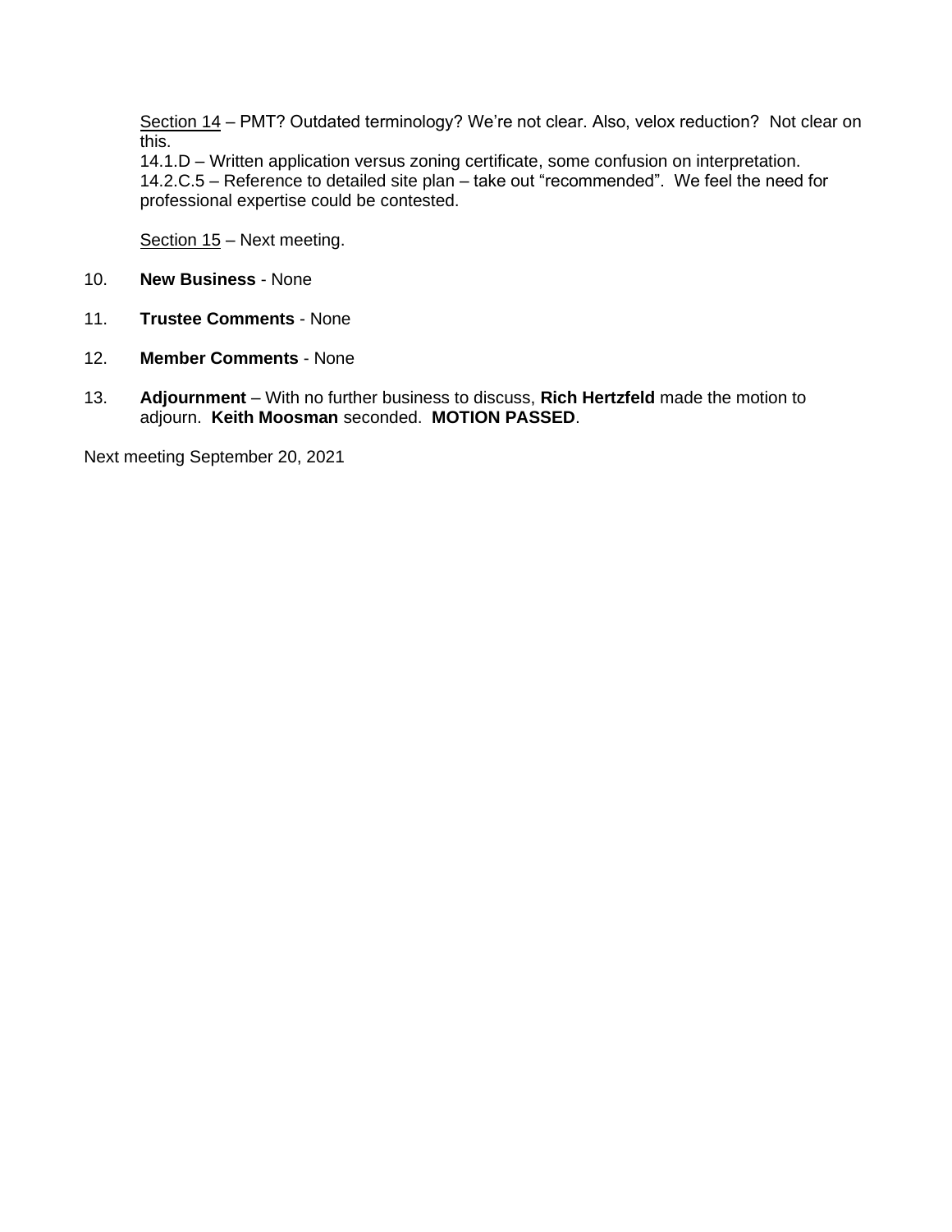Section 14 – PMT? Outdated terminology? We're not clear. Also, velox reduction? Not clear on this.
14.1.D – Written application versus zoning certificate, some confusion on interpretation.
14.2.C.5 – Reference to detailed site plan – take out "recommended". We feel the need for professional expertise could be contested.

Section 15 – Next meeting.

10. **New Business** - None

11. **Trustee Comments** - None

12. **Member Comments** - None

13. **Adjournment** – With no further business to discuss, **Rich Hertzfeld** made the motion to adjourn. **Keith Moosman** seconded. **MOTION PASSED**.

Next meeting September 20, 2021